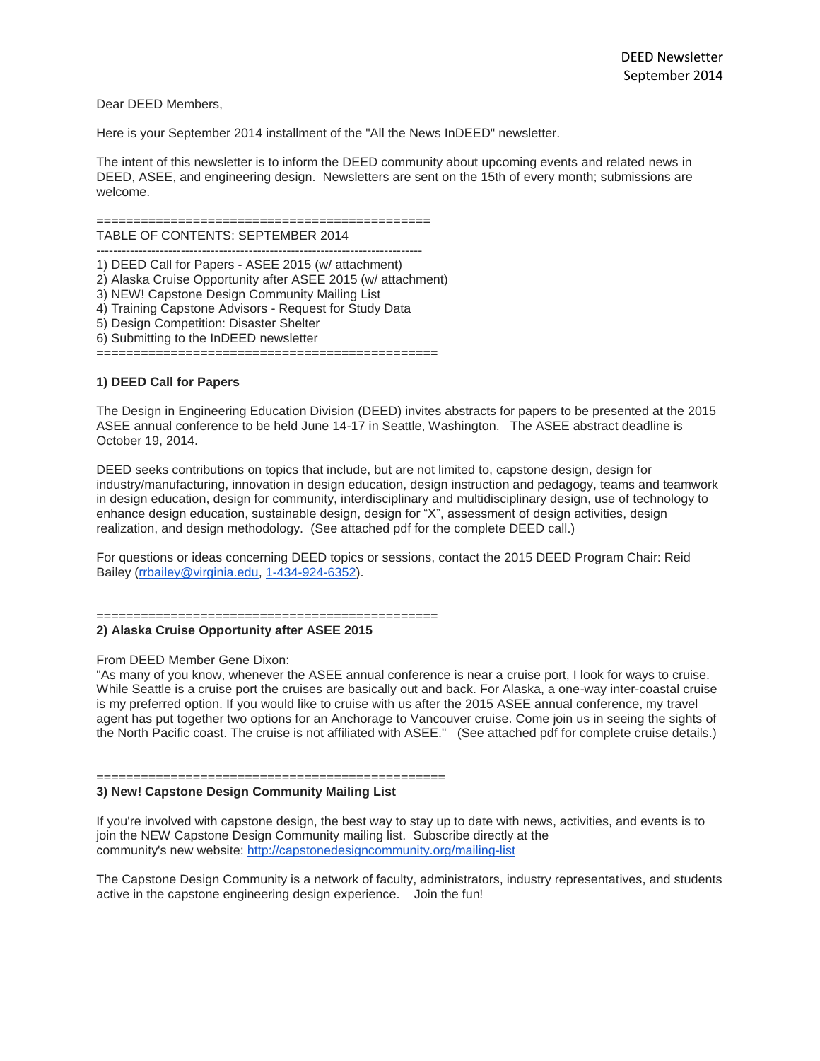DEED Newsletter
September 2014

Dear DEED Members,

Here is your September 2014 installment of the "All the News InDEED" newsletter.

The intent of this newsletter is to inform the DEED community about upcoming events and related news in DEED, ASEE, and engineering design. Newsletters are sent on the 15th of every month; submissions are welcome.

============================================

TABLE OF CONTENTS: SEPTEMBER 2014

---------------------------------------------------------------------------

1) DEED Call for Papers - ASEE 2015 (w/ attachment)
2) Alaska Cruise Opportunity after ASEE 2015 (w/ attachment)
3) NEW! Capstone Design Community Mailing List
4) Training Capstone Advisors - Request for Study Data
5) Design Competition: Disaster Shelter
6) Submitting to the InDEED newsletter

============================================

**1) DEED Call for Papers**

The Design in Engineering Education Division (DEED) invites abstracts for papers to be presented at the 2015 ASEE annual conference to be held June 14-17 in Seattle, Washington. The ASEE abstract deadline is October 19, 2014.

DEED seeks contributions on topics that include, but are not limited to, capstone design, design for industry/manufacturing, innovation in design education, design instruction and pedagogy, teams and teamwork in design education, design for community, interdisciplinary and multidisciplinary design, use of technology to enhance design education, sustainable design, design for "X", assessment of design activities, design realization, and design methodology. (See attached pdf for the complete DEED call.)

For questions or ideas concerning DEED topics or sessions, contact the 2015 DEED Program Chair: Reid Bailey (rrbailey@virginia.edu, 1-434-924-6352).

============================================

**2) Alaska Cruise Opportunity after ASEE 2015**

From DEED Member Gene Dixon:
"As many of you know, whenever the ASEE annual conference is near a cruise port, I look for ways to cruise. While Seattle is a cruise port the cruises are basically out and back. For Alaska, a one-way inter-coastal cruise is my preferred option. If you would like to cruise with us after the 2015 ASEE annual conference, my travel agent has put together two options for an Anchorage to Vancouver cruise. Come join us in seeing the sights of the North Pacific coast. The cruise is not affiliated with ASEE." (See attached pdf for complete cruise details.)

=============================================

**3) New! Capstone Design Community Mailing List**

If you're involved with capstone design, the best way to stay up to date with news, activities, and events is to join the NEW Capstone Design Community mailing list. Subscribe directly at the community's new website: http://capstonedesigncommunity.org/mailing-list

The Capstone Design Community is a network of faculty, administrators, industry representatives, and students active in the capstone engineering design experience. Join the fun!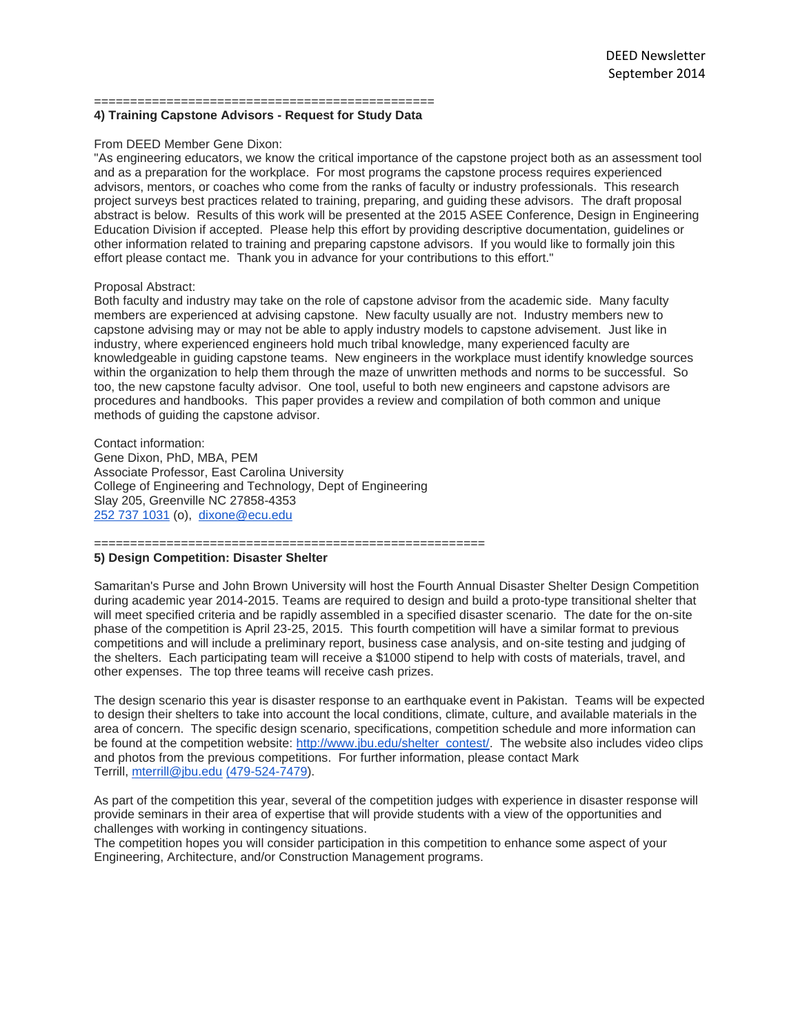================================================

## 4) Training Capstone Advisors - Request for Study Data

From DEED Member Gene Dixon:

"As engineering educators, we know the critical importance of the capstone project both as an assessment tool and as a preparation for the workplace. For most programs the capstone process requires experienced advisors, mentors, or coaches who come from the ranks of faculty or industry professionals. This research project surveys best practices related to training, preparing, and guiding these advisors. The draft proposal abstract is below. Results of this work will be presented at the 2015 ASEE Conference, Design in Engineering Education Division if accepted. Please help this effort by providing descriptive documentation, guidelines or other information related to training and preparing capstone advisors. If you would like to formally join this effort please contact me. Thank you in advance for your contributions to this effort."

Proposal Abstract:

Both faculty and industry may take on the role of capstone advisor from the academic side. Many faculty members are experienced at advising capstone. New faculty usually are not. Industry members new to capstone advising may or may not be able to apply industry models to capstone advisement. Just like in industry, where experienced engineers hold much tribal knowledge, many experienced faculty are knowledgeable in guiding capstone teams. New engineers in the workplace must identify knowledge sources within the organization to help them through the maze of unwritten methods and norms to be successful. So too, the new capstone faculty advisor. One tool, useful to both new engineers and capstone advisors are procedures and handbooks. This paper provides a review and compilation of both common and unique methods of guiding the capstone advisor.

Contact information:  
Gene Dixon, PhD, MBA, PEM  
Associate Professor, East Carolina University  
College of Engineering and Technology, Dept of Engineering  
Slay 205, Greenville NC 27858-4353  
252 737 1031 (o), dixone@ecu.edu

=====================================================

## 5) Design Competition: Disaster Shelter

Samaritan's Purse and John Brown University will host the Fourth Annual Disaster Shelter Design Competition during academic year 2014-2015. Teams are required to design and build a proto-type transitional shelter that will meet specified criteria and be rapidly assembled in a specified disaster scenario. The date for the on-site phase of the competition is April 23-25, 2015. This fourth competition will have a similar format to previous competitions and will include a preliminary report, business case analysis, and on-site testing and judging of the shelters. Each participating team will receive a $1000 stipend to help with costs of materials, travel, and other expenses. The top three teams will receive cash prizes.

The design scenario this year is disaster response to an earthquake event in Pakistan. Teams will be expected to design their shelters to take into account the local conditions, climate, culture, and available materials in the area of concern. The specific design scenario, specifications, competition schedule and more information can be found at the competition website: http://www.jbu.edu/shelter_contest/. The website also includes video clips and photos from the previous competitions. For further information, please contact Mark Terrill, mterrill@jbu.edu (479-524-7479).

As part of the competition this year, several of the competition judges with experience in disaster response will provide seminars in their area of expertise that will provide students with a view of the opportunities and challenges with working in contingency situations.

The competition hopes you will consider participation in this competition to enhance some aspect of your Engineering, Architecture, and/or Construction Management programs.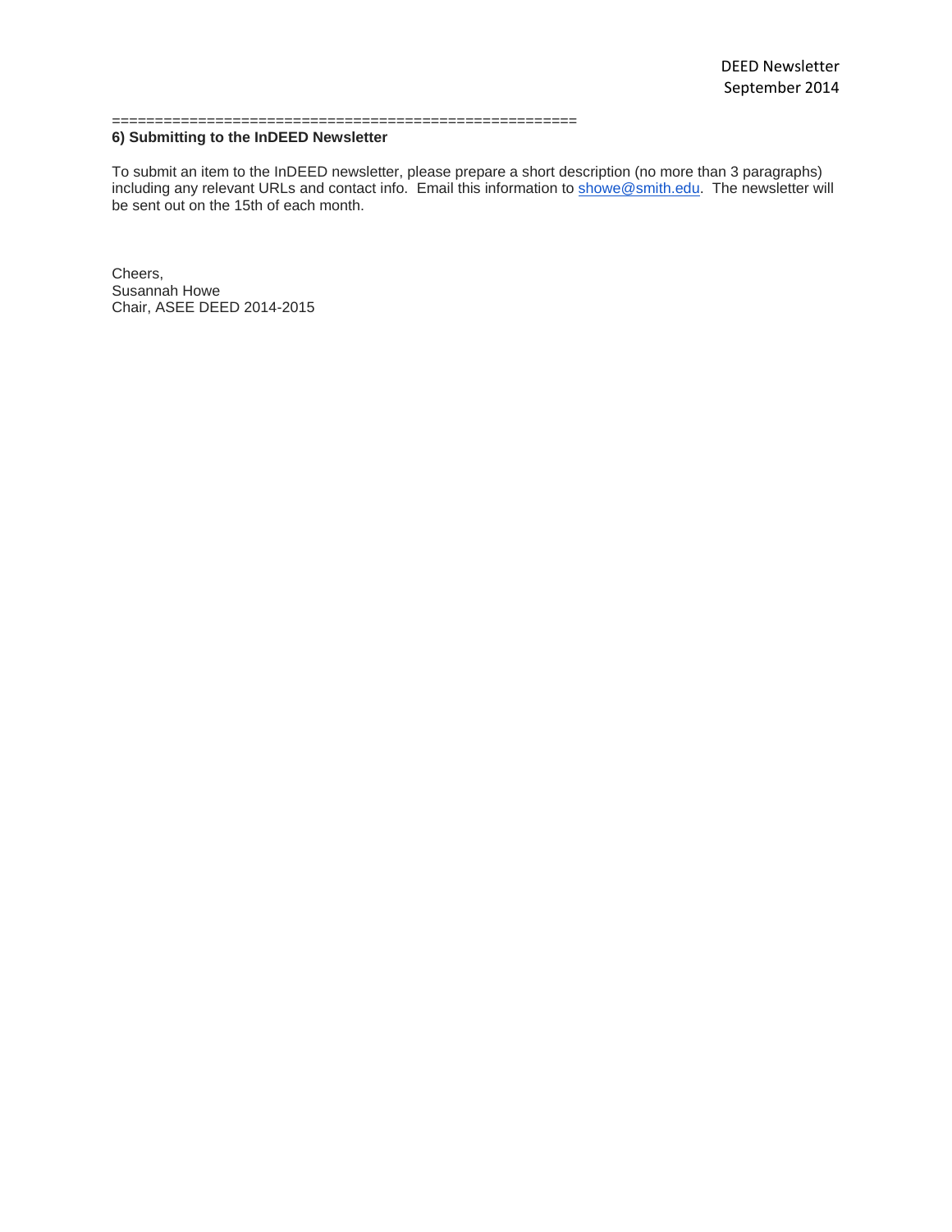=====================================================

**6) Submitting to the InDEED Newsletter**

To submit an item to the InDEED newsletter, please prepare a short description (no more than 3 paragraphs) including any relevant URLs and contact info. Email this information to showe@smith.edu. The newsletter will be sent out on the 15th of each month.

Cheers,
Susannah Howe
Chair, ASEE DEED 2014-2015